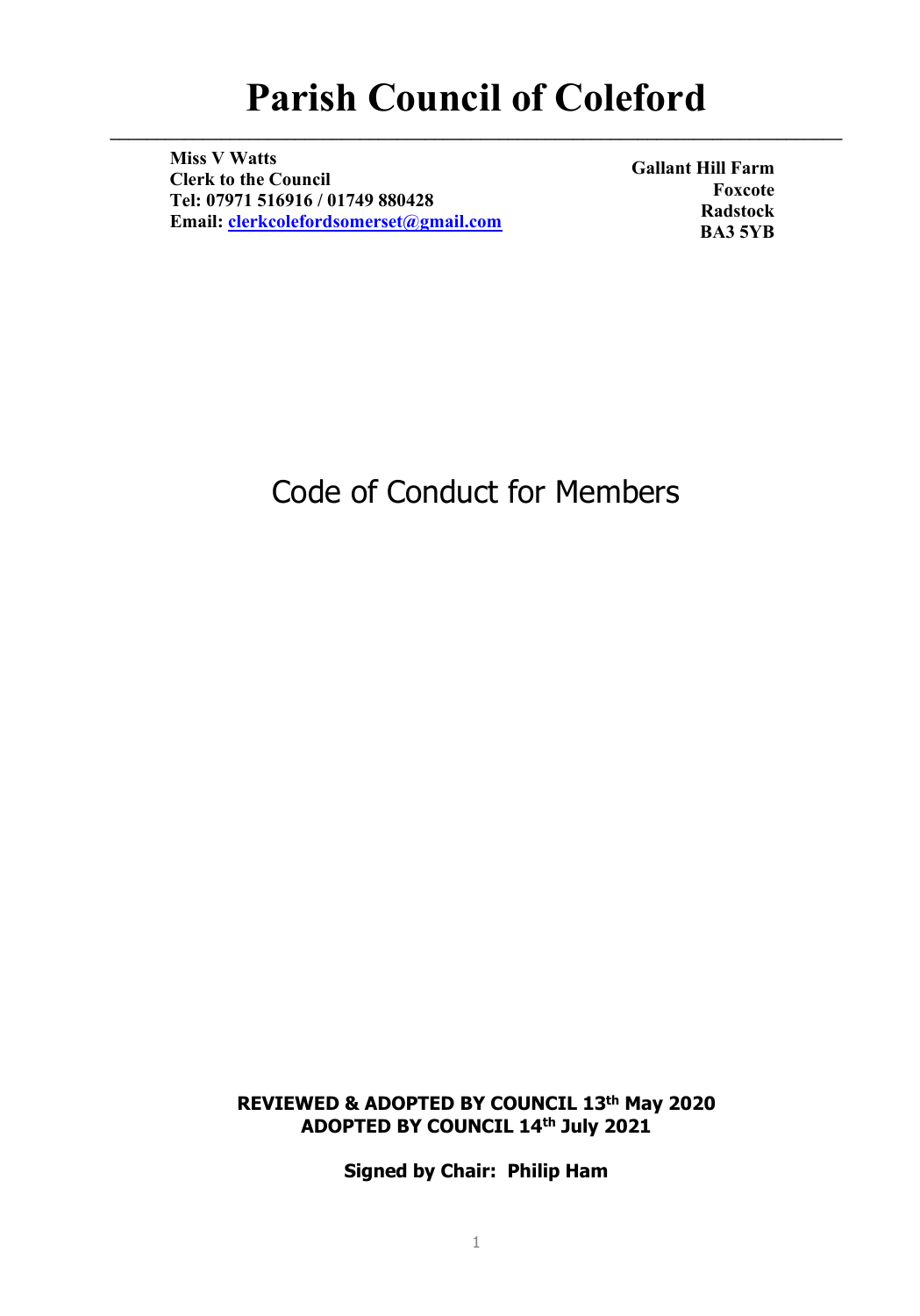# Parish Council of Coleford

**Miss V Watts**
**Clerk to the Council**
**Tel: 07971 516916 / 01749 880428**
**Email: clerkcolefordsomerset@gmail.com**

**Gallant Hill Farm**
**Foxcote**
**Radstock**
**BA3 5YB**

## Code of Conduct for Members

**REVIEWED & ADOPTED BY COUNCIL 13th May 2020**
**ADOPTED BY COUNCIL 14th July 2021**

**Signed by Chair: Philip Ham**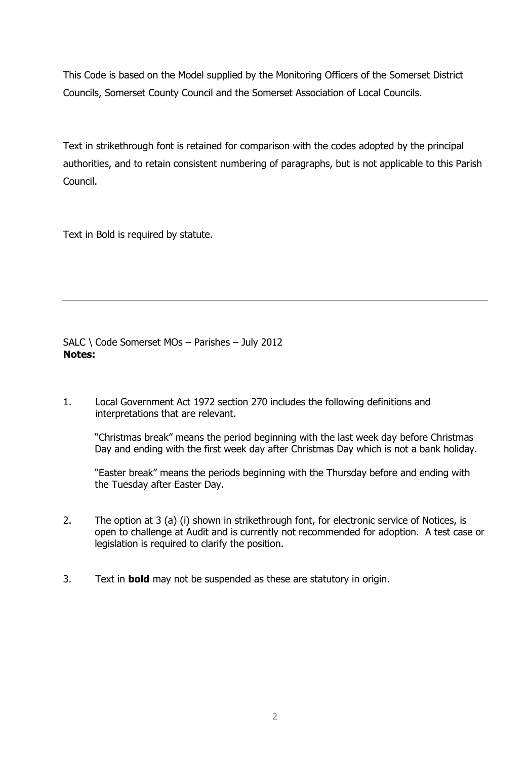This Code is based on the Model supplied by the Monitoring Officers of the Somerset District Councils, Somerset County Council and the Somerset Association of Local Councils.

Text in strikethrough font is retained for comparison with the codes adopted by the principal authorities, and to retain consistent numbering of paragraphs, but is not applicable to this Parish Council.

Text in Bold is required by statute.

---

SALC \ Code Somerset MOs – Parishes – July 2012

**Notes:**

1. Local Government Act 1972 section 270 includes the following definitions and interpretations that are relevant.

   "Christmas break" means the period beginning with the last week day before Christmas Day and ending with the first week day after Christmas Day which is not a bank holiday.

   "Easter break" means the periods beginning with the Thursday before and ending with the Tuesday after Easter Day.

2. The option at 3 (a) (i) shown in strikethrough font, for electronic service of Notices, is open to challenge at Audit and is currently not recommended for adoption. A test case or legislation is required to clarify the position.

3. Text in **bold** may not be suspended as these are statutory in origin.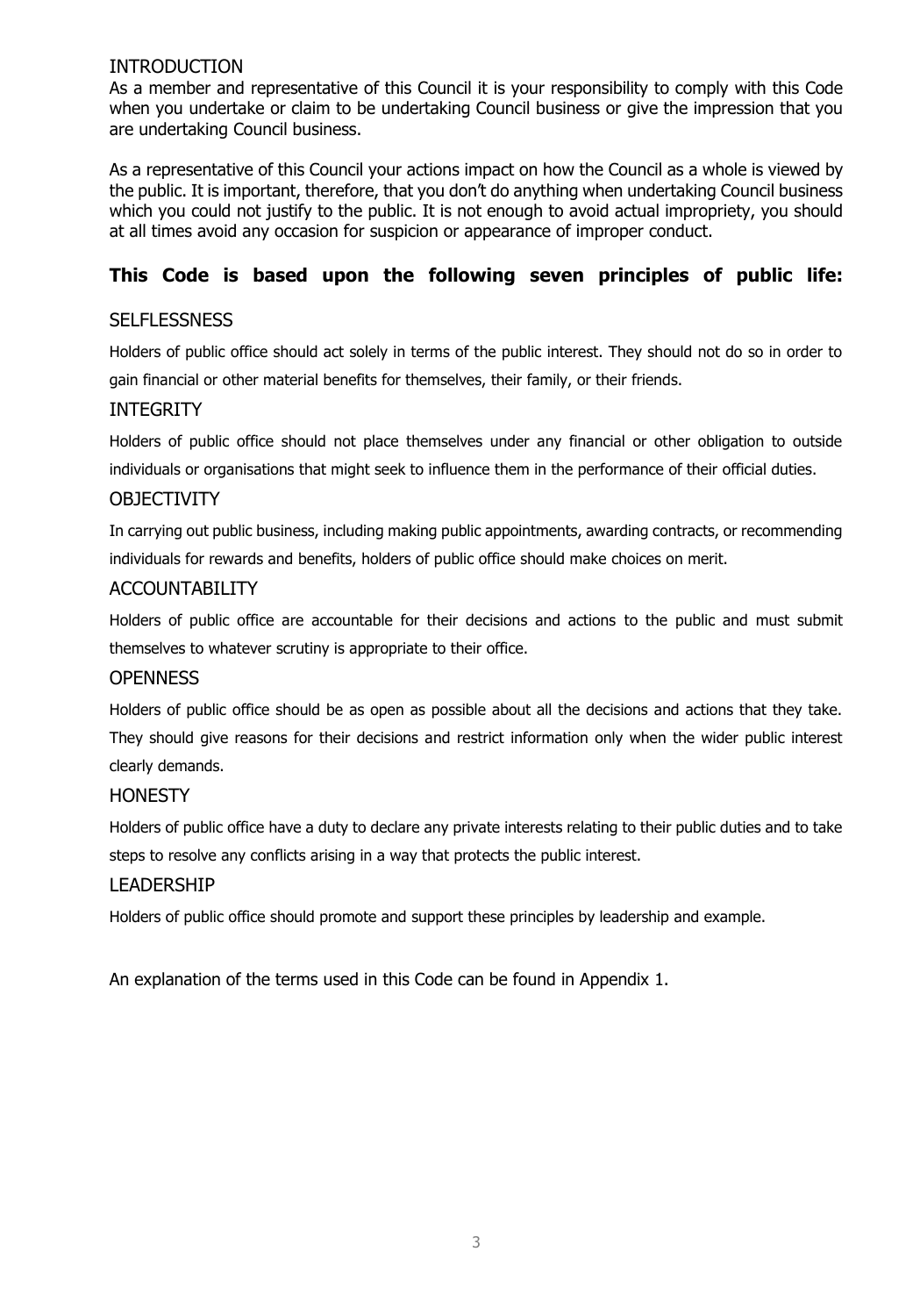## INTRODUCTION

As a member and representative of this Council it is your responsibility to comply with this Code when you undertake or claim to be undertaking Council business or give the impression that you are undertaking Council business.

As a representative of this Council your actions impact on how the Council as a whole is viewed by the public. It is important, therefore, that you don't do anything when undertaking Council business which you could not justify to the public. It is not enough to avoid actual impropriety, you should at all times avoid any occasion for suspicion or appearance of improper conduct.

**This Code is based upon the following seven principles of public life:**

### SELFLESSNESS

Holders of public office should act solely in terms of the public interest. They should not do so in order to gain financial or other material benefits for themselves, their family, or their friends.

### INTEGRITY

Holders of public office should not place themselves under any financial or other obligation to outside individuals or organisations that might seek to influence them in the performance of their official duties.

### OBJECTIVITY

In carrying out public business, including making public appointments, awarding contracts, or recommending individuals for rewards and benefits, holders of public office should make choices on merit.

### ACCOUNTABILITY

Holders of public office are accountable for their decisions and actions to the public and must submit themselves to whatever scrutiny is appropriate to their office.

### OPENNESS

Holders of public office should be as open as possible about all the decisions and actions that they take. They should give reasons for their decisions and restrict information only when the wider public interest clearly demands.

### HONESTY

Holders of public office have a duty to declare any private interests relating to their public duties and to take steps to resolve any conflicts arising in a way that protects the public interest.

### LEADERSHIP

Holders of public office should promote and support these principles by leadership and example.

An explanation of the terms used in this Code can be found in Appendix 1.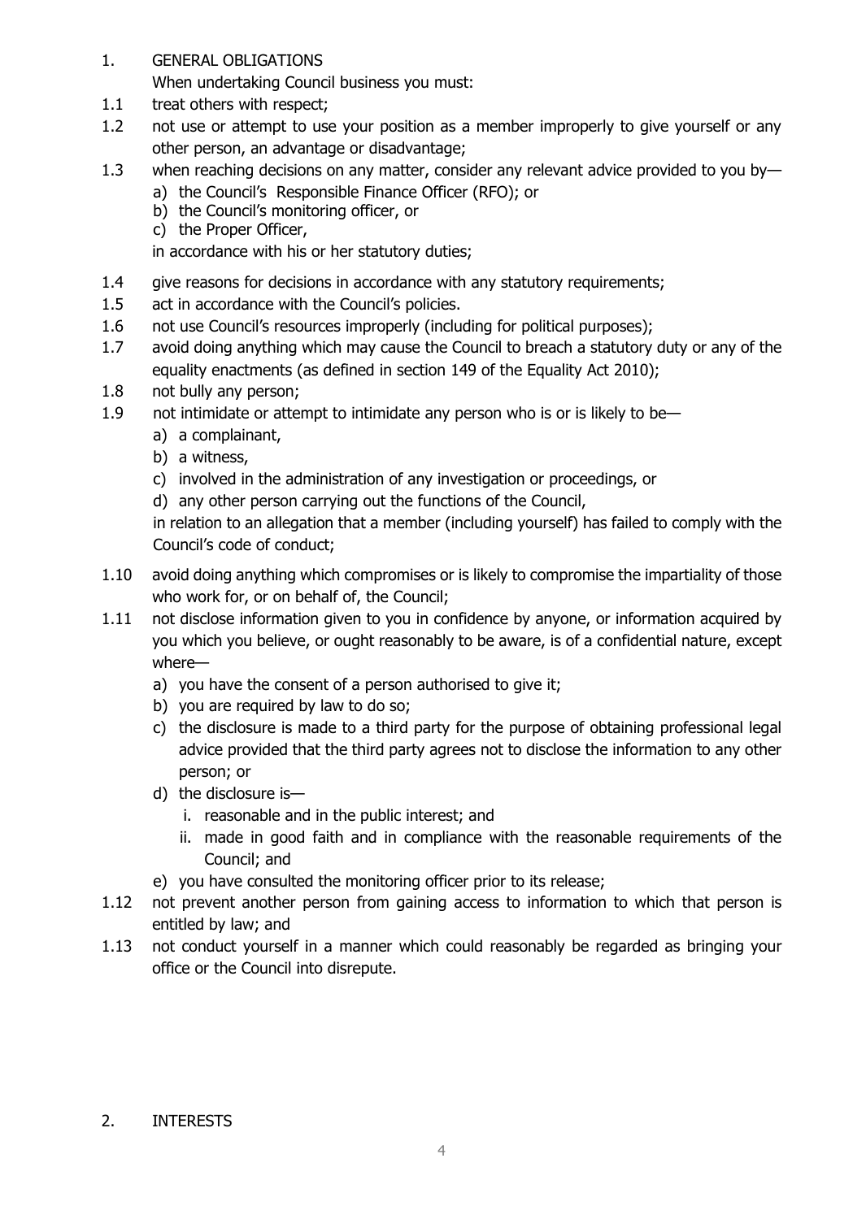## 1. GENERAL OBLIGATIONS

When undertaking Council business you must:

1.1 treat others with respect;

1.2 not use or attempt to use your position as a member improperly to give yourself or any other person, an advantage or disadvantage;

1.3 when reaching decisions on any matter, consider any relevant advice provided to you by—

   a) the Council's Responsible Finance Officer (RFO); or
   b) the Council's monitoring officer, or
   c) the Proper Officer,

   in accordance with his or her statutory duties;

1.4 give reasons for decisions in accordance with any statutory requirements;

1.5 act in accordance with the Council's policies.

1.6 not use Council's resources improperly (including for political purposes);

1.7 avoid doing anything which may cause the Council to breach a statutory duty or any of the equality enactments (as defined in section 149 of the Equality Act 2010);

1.8 not bully any person;

1.9 not intimidate or attempt to intimidate any person who is or is likely to be—

   a) a complainant,
   b) a witness,
   c) involved in the administration of any investigation or proceedings, or
   d) any other person carrying out the functions of the Council,

   in relation to an allegation that a member (including yourself) has failed to comply with the Council's code of conduct;

1.10 avoid doing anything which compromises or is likely to compromise the impartiality of those who work for, or on behalf of, the Council;

1.11 not disclose information given to you in confidence by anyone, or information acquired by you which you believe, or ought reasonably to be aware, is of a confidential nature, except where—

   a) you have the consent of a person authorised to give it;
   b) you are required by law to do so;
   c) the disclosure is made to a third party for the purpose of obtaining professional legal advice provided that the third party agrees not to disclose the information to any other person; or
   d) the disclosure is—
      i. reasonable and in the public interest; and
      ii. made in good faith and in compliance with the reasonable requirements of the Council; and
   e) you have consulted the monitoring officer prior to its release;

1.12 not prevent another person from gaining access to information to which that person is entitled by law; and

1.13 not conduct yourself in a manner which could reasonably be regarded as bringing your office or the Council into disrepute.

## 2. INTERESTS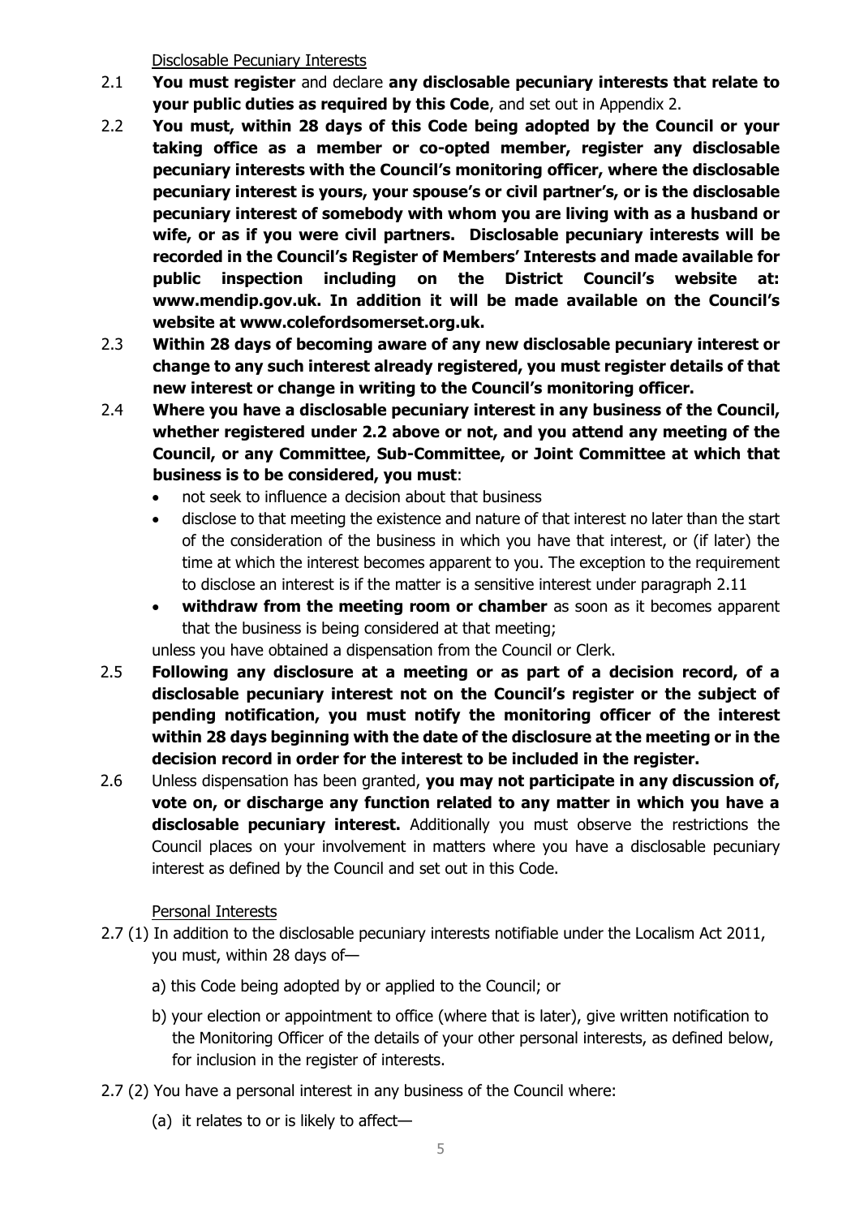Disclosable Pecuniary Interests

2.1 **You must register** and declare **any disclosable pecuniary interests that relate to your public duties as required by this Code**, and set out in Appendix 2.

2.2 **You must, within 28 days of this Code being adopted by the Council or your taking office as a member or co-opted member, register any disclosable pecuniary interests with the Council's monitoring officer, where the disclosable pecuniary interest is yours, your spouse's or civil partner's, or is the disclosable pecuniary interest of somebody with whom you are living with as a husband or wife, or as if you were civil partners. Disclosable pecuniary interests will be recorded in the Council's Register of Members' Interests and made available for public inspection including on the District Council's website at: www.mendip.gov.uk. In addition it will be made available on the Council's website at www.colefordsomerset.org.uk.**

2.3 **Within 28 days of becoming aware of any new disclosable pecuniary interest or change to any such interest already registered, you must register details of that new interest or change in writing to the Council's monitoring officer.**

2.4 **Where you have a disclosable pecuniary interest in any business of the Council, whether registered under 2.2 above or not, and you attend any meeting of the Council, or any Committee, Sub-Committee, or Joint Committee at which that business is to be considered, you must**:

- not seek to influence a decision about that business
- disclose to that meeting the existence and nature of that interest no later than the start of the consideration of the business in which you have that interest, or (if later) the time at which the interest becomes apparent to you. The exception to the requirement to disclose an interest is if the matter is a sensitive interest under paragraph 2.11
- **withdraw from the meeting room or chamber** as soon as it becomes apparent that the business is being considered at that meeting;

unless you have obtained a dispensation from the Council or Clerk.

2.5 **Following any disclosure at a meeting or as part of a decision record, of a disclosable pecuniary interest not on the Council's register or the subject of pending notification, you must notify the monitoring officer of the interest within 28 days beginning with the date of the disclosure at the meeting or in the decision record in order for the interest to be included in the register.**

2.6 Unless dispensation has been granted, **you may not participate in any discussion of, vote on, or discharge any function related to any matter in which you have a disclosable pecuniary interest.** Additionally you must observe the restrictions the Council places on your involvement in matters where you have a disclosable pecuniary interest as defined by the Council and set out in this Code.

Personal Interests

2.7 (1) In addition to the disclosable pecuniary interests notifiable under the Localism Act 2011, you must, within 28 days of—

a) this Code being adopted by or applied to the Council; or

b) your election or appointment to office (where that is later), give written notification to the Monitoring Officer of the details of your other personal interests, as defined below, for inclusion in the register of interests.

2.7 (2) You have a personal interest in any business of the Council where:

(a) it relates to or is likely to affect—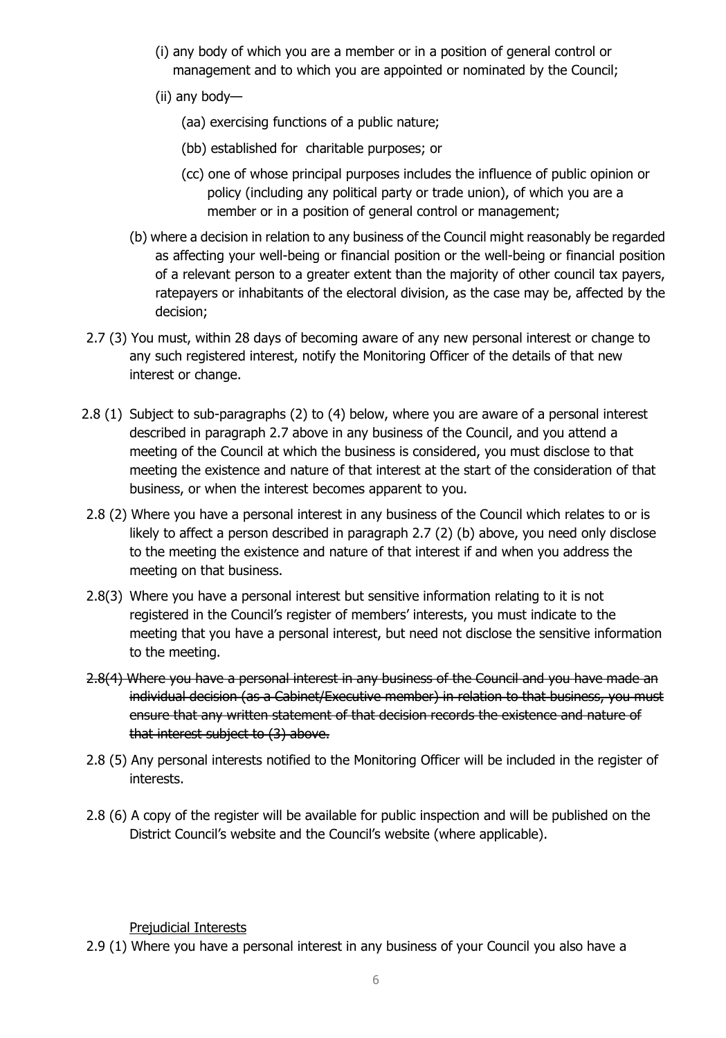(i) any body of which you are a member or in a position of general control or management and to which you are appointed or nominated by the Council;

(ii) any body—

(aa) exercising functions of a public nature;

(bb) established for charitable purposes; or

(cc) one of whose principal purposes includes the influence of public opinion or policy (including any political party or trade union), of which you are a member or in a position of general control or management;

(b) where a decision in relation to any business of the Council might reasonably be regarded as affecting your well-being or financial position or the well-being or financial position of a relevant person to a greater extent than the majority of other council tax payers, ratepayers or inhabitants of the electoral division, as the case may be, affected by the decision;

2.7 (3) You must, within 28 days of becoming aware of any new personal interest or change to any such registered interest, notify the Monitoring Officer of the details of that new interest or change.

2.8 (1) Subject to sub-paragraphs (2) to (4) below, where you are aware of a personal interest described in paragraph 2.7 above in any business of the Council, and you attend a meeting of the Council at which the business is considered, you must disclose to that meeting the existence and nature of that interest at the start of the consideration of that business, or when the interest becomes apparent to you.

2.8 (2) Where you have a personal interest in any business of the Council which relates to or is likely to affect a person described in paragraph 2.7 (2) (b) above, you need only disclose to the meeting the existence and nature of that interest if and when you address the meeting on that business.

2.8(3) Where you have a personal interest but sensitive information relating to it is not registered in the Council's register of members' interests, you must indicate to the meeting that you have a personal interest, but need not disclose the sensitive information to the meeting.

~~2.8(4) Where you have a personal interest in any business of the Council and you have made an individual decision (as a Cabinet/Executive member) in relation to that business, you must ensure that any written statement of that decision records the existence and nature of that interest subject to (3) above.~~

2.8 (5) Any personal interests notified to the Monitoring Officer will be included in the register of interests.

2.8 (6) A copy of the register will be available for public inspection and will be published on the District Council's website and the Council's website (where applicable).

<u>Prejudicial Interests</u>

2.9 (1) Where you have a personal interest in any business of your Council you also have a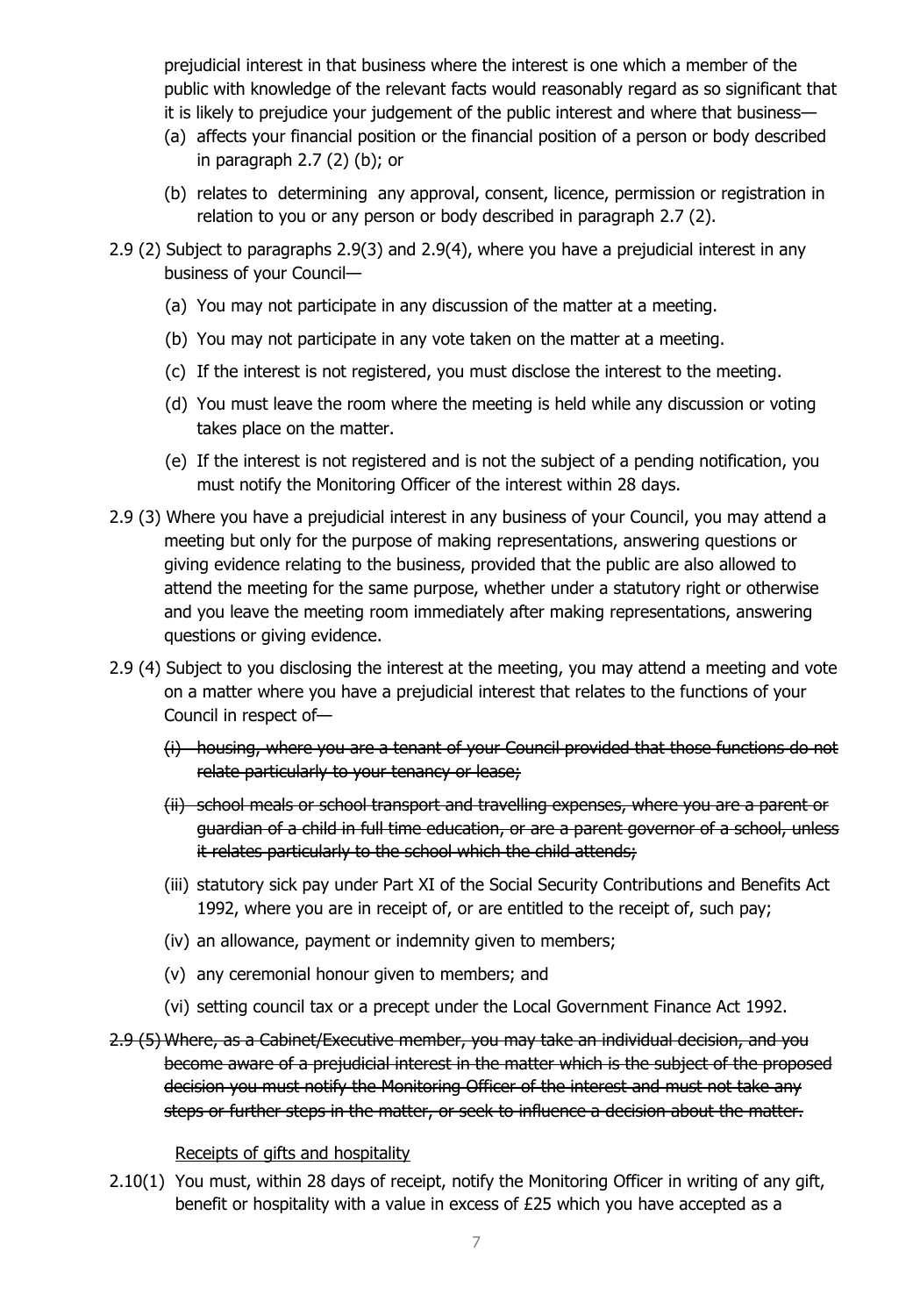prejudicial interest in that business where the interest is one which a member of the public with knowledge of the relevant facts would reasonably regard as so significant that it is likely to prejudice your judgement of the public interest and where that business—

(a) affects your financial position or the financial position of a person or body described in paragraph 2.7 (2) (b); or

(b) relates to determining any approval, consent, licence, permission or registration in relation to you or any person or body described in paragraph 2.7 (2).

2.9 (2) Subject to paragraphs 2.9(3) and 2.9(4), where you have a prejudicial interest in any business of your Council—

(a) You may not participate in any discussion of the matter at a meeting.

(b) You may not participate in any vote taken on the matter at a meeting.

(c) If the interest is not registered, you must disclose the interest to the meeting.

(d) You must leave the room where the meeting is held while any discussion or voting takes place on the matter.

(e) If the interest is not registered and is not the subject of a pending notification, you must notify the Monitoring Officer of the interest within 28 days.

2.9 (3) Where you have a prejudicial interest in any business of your Council, you may attend a meeting but only for the purpose of making representations, answering questions or giving evidence relating to the business, provided that the public are also allowed to attend the meeting for the same purpose, whether under a statutory right or otherwise and you leave the meeting room immediately after making representations, answering questions or giving evidence.

2.9 (4) Subject to you disclosing the interest at the meeting, you may attend a meeting and vote on a matter where you have a prejudicial interest that relates to the functions of your Council in respect of—

~~(i) housing, where you are a tenant of your Council provided that those functions do not relate particularly to your tenancy or lease;~~

~~(ii) school meals or school transport and travelling expenses, where you are a parent or guardian of a child in full time education, or are a parent governor of a school, unless it relates particularly to the school which the child attends;~~

(iii) statutory sick pay under Part XI of the Social Security Contributions and Benefits Act 1992, where you are in receipt of, or are entitled to the receipt of, such pay;

(iv) an allowance, payment or indemnity given to members;

(v) any ceremonial honour given to members; and

(vi) setting council tax or a precept under the Local Government Finance Act 1992.

~~2.9 (5) Where, as a Cabinet/Executive member, you may take an individual decision, and you become aware of a prejudicial interest in the matter which is the subject of the proposed decision you must notify the Monitoring Officer of the interest and must not take any steps or further steps in the matter, or seek to influence a decision about the matter.~~

<u>Receipts of gifts and hospitality</u>

2.10(1) You must, within 28 days of receipt, notify the Monitoring Officer in writing of any gift, benefit or hospitality with a value in excess of £25 which you have accepted as a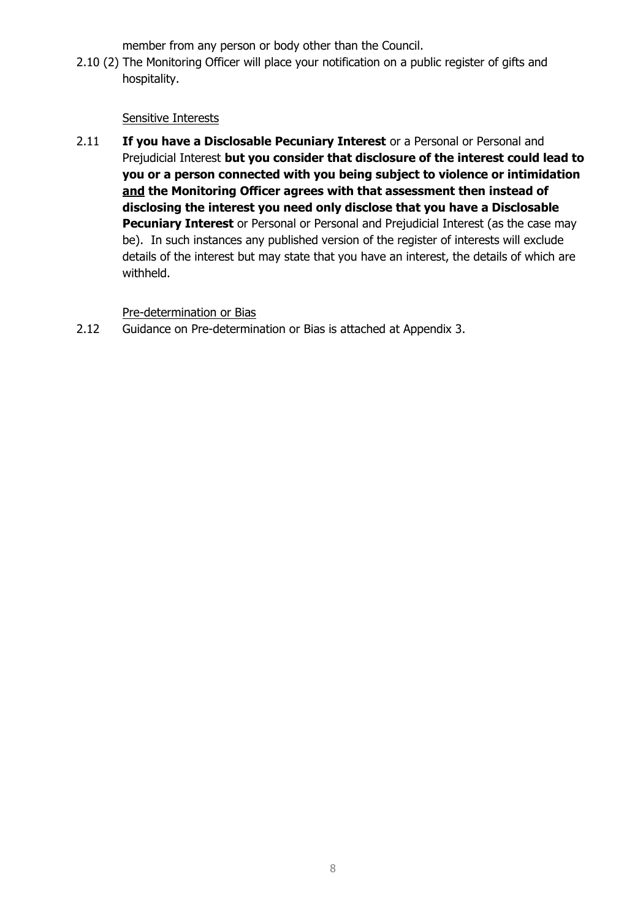member from any person or body other than the Council.

2.10 (2) The Monitoring Officer will place your notification on a public register of gifts and hospitality.

<u>Sensitive Interests</u>

2.11 **If you have a Disclosable Pecuniary Interest** or a Personal or Personal and Prejudicial Interest **but you consider that disclosure of the interest could lead to you or a person connected with you being subject to violence or intimidation <u>and</u> the Monitoring Officer agrees with that assessment then instead of disclosing the interest you need only disclose that you have a Disclosable Pecuniary Interest** or Personal or Personal and Prejudicial Interest (as the case may be). In such instances any published version of the register of interests will exclude details of the interest but may state that you have an interest, the details of which are withheld.

<u>Pre-determination or Bias</u>

2.12 Guidance on Pre-determination or Bias is attached at Appendix 3.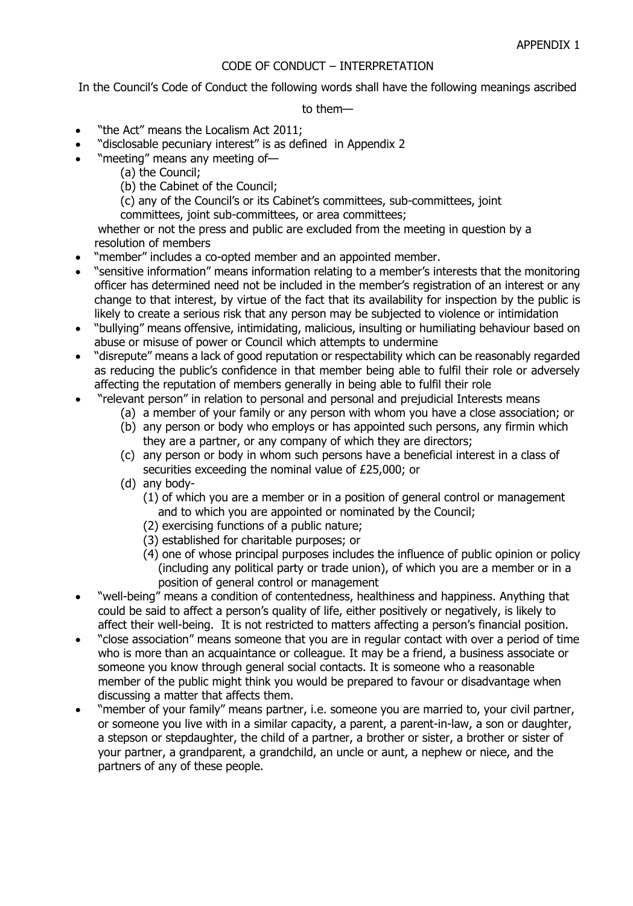APPENDIX 1

## CODE OF CONDUCT – INTERPRETATION

In the Council's Code of Conduct the following words shall have the following meanings ascribed to them—

- "the Act" means the Localism Act 2011;
- "disclosable pecuniary interest" is as defined in Appendix 2
- "meeting" means any meeting of—
  - (a) the Council;
  - (b) the Cabinet of the Council;
  - (c) any of the Council's or its Cabinet's committees, sub-committees, joint committees, joint sub-committees, or area committees;

  whether or not the press and public are excluded from the meeting in question by a resolution of members
- "member" includes a co-opted member and an appointed member.
- "sensitive information" means information relating to a member's interests that the monitoring officer has determined need not be included in the member's registration of an interest or any change to that interest, by virtue of the fact that its availability for inspection by the public is likely to create a serious risk that any person may be subjected to violence or intimidation
- "bullying" means offensive, intimidating, malicious, insulting or humiliating behaviour based on abuse or misuse of power or Council which attempts to undermine
- "disrepute" means a lack of good reputation or respectability which can be reasonably regarded as reducing the public's confidence in that member being able to fulfil their role or adversely affecting the reputation of members generally in being able to fulfil their role
- "relevant person" in relation to personal and personal and prejudicial Interests means
  - (a) a member of your family or any person with whom you have a close association; or
  - (b) any person or body who employs or has appointed such persons, any firmin which they are a partner, or any company of which they are directors;
  - (c) any person or body in whom such persons have a beneficial interest in a class of securities exceeding the nominal value of £25,000; or
  - (d) any body-
    - (1) of which you are a member or in a position of general control or management and to which you are appointed or nominated by the Council;
    - (2) exercising functions of a public nature;
    - (3) established for charitable purposes; or
    - (4) one of whose principal purposes includes the influence of public opinion or policy (including any political party or trade union), of which you are a member or in a position of general control or management
- "well-being" means a condition of contentedness, healthiness and happiness. Anything that could be said to affect a person's quality of life, either positively or negatively, is likely to affect their well-being. It is not restricted to matters affecting a person's financial position.
- "close association" means someone that you are in regular contact with over a period of time who is more than an acquaintance or colleague. It may be a friend, a business associate or someone you know through general social contacts. It is someone who a reasonable member of the public might think you would be prepared to favour or disadvantage when discussing a matter that affects them.
- "member of your family" means partner, i.e. someone you are married to, your civil partner, or someone you live with in a similar capacity, a parent, a parent-in-law, a son or daughter, a stepson or stepdaughter, the child of a partner, a brother or sister, a brother or sister of your partner, a grandparent, a grandchild, an uncle or aunt, a nephew or niece, and the partners of any of these people.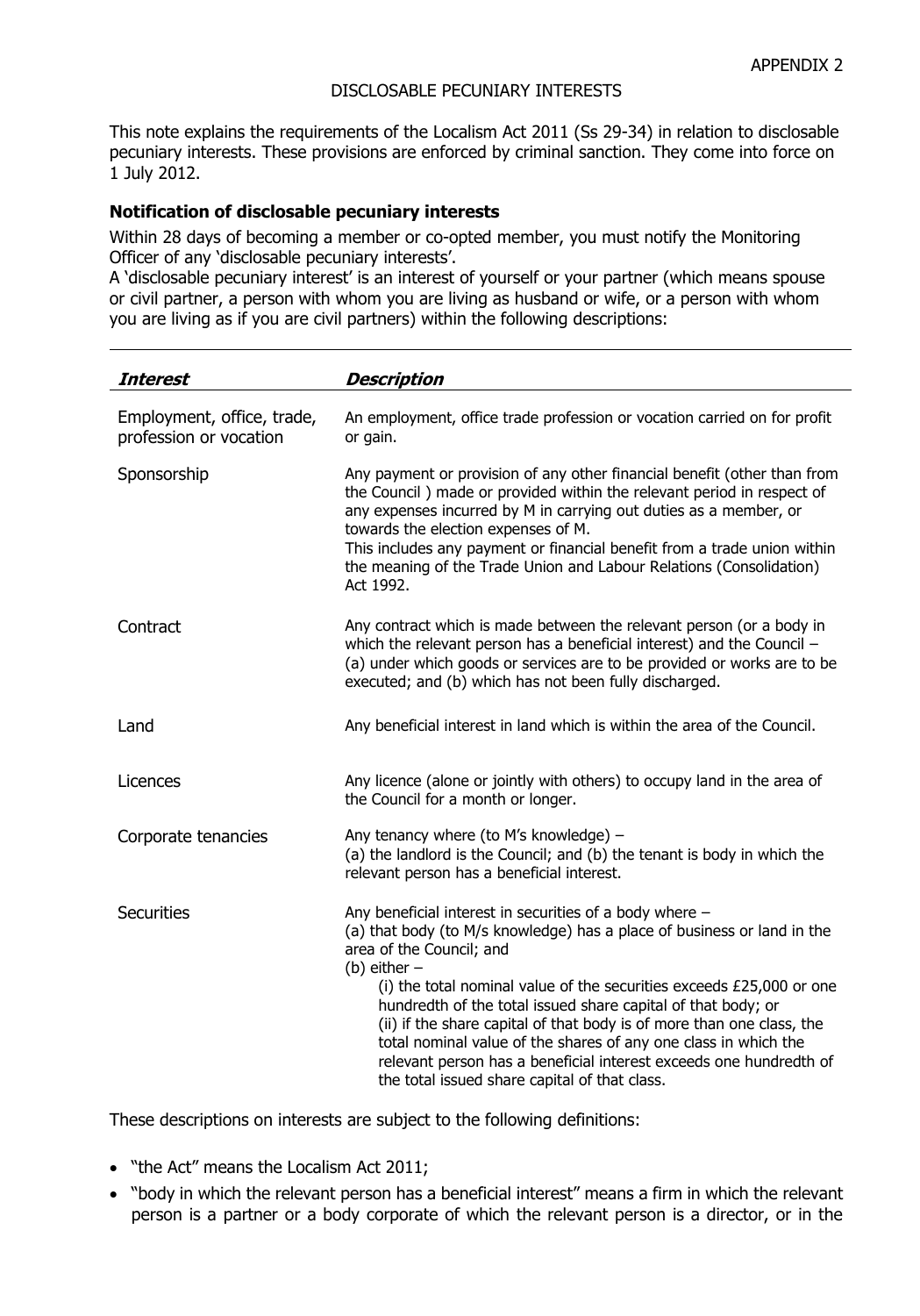APPENDIX 2

DISCLOSABLE PECUNIARY INTERESTS

This note explains the requirements of the Localism Act 2011 (Ss 29-34) in relation to disclosable pecuniary interests. These provisions are enforced by criminal sanction. They come into force on 1 July 2012.

**Notification of disclosable pecuniary interests**

Within 28 days of becoming a member or co-opted member, you must notify the Monitoring Officer of any 'disclosable pecuniary interests'.

A 'disclosable pecuniary interest' is an interest of yourself or your partner (which means spouse or civil partner, a person with whom you are living as husband or wife, or a person with whom you are living as if you are civil partners) within the following descriptions:

| ***Interest*** | ***Description*** |
|---|---|
| Employment, office, trade, profession or vocation | An employment, office trade profession or vocation carried on for profit or gain. |
| Sponsorship | Any payment or provision of any other financial benefit (other than from the Council ) made or provided within the relevant period in respect of any expenses incurred by M in carrying out duties as a member, or towards the election expenses of M.<br>This includes any payment or financial benefit from a trade union within the meaning of the Trade Union and Labour Relations (Consolidation) Act 1992. |
| Contract | Any contract which is made between the relevant person (or a body in which the relevant person has a beneficial interest) and the Council – (a) under which goods or services are to be provided or works are to be executed; and (b) which has not been fully discharged. |
| Land | Any beneficial interest in land which is within the area of the Council. |
| Licences | Any licence (alone or jointly with others) to occupy land in the area of the Council for a month or longer. |
| Corporate tenancies | Any tenancy where (to M's knowledge) –<br>(a) the landlord is the Council; and (b) the tenant is body in which the relevant person has a beneficial interest. |
| Securities | Any beneficial interest in securities of a body where –<br>(a) that body (to M/s knowledge) has a place of business or land in the area of the Council; and<br>(b) either –<br>(i) the total nominal value of the securities exceeds £25,000 or one hundredth of the total issued share capital of that body; or<br>(ii) if the share capital of that body is of more than one class, the total nominal value of the shares of any one class in which the relevant person has a beneficial interest exceeds one hundredth of the total issued share capital of that class. |

These descriptions on interests are subject to the following definitions:

- "the Act" means the Localism Act 2011;
- "body in which the relevant person has a beneficial interest" means a firm in which the relevant person is a partner or a body corporate of which the relevant person is a director, or in the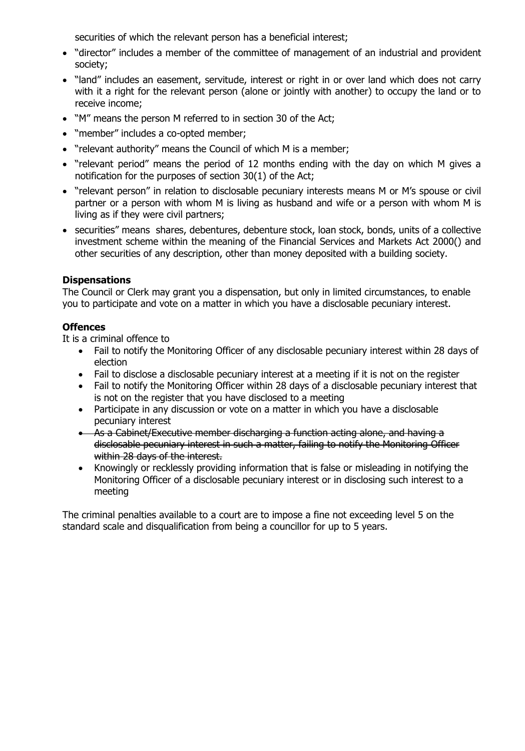securities of which the relevant person has a beneficial interest;

- "director" includes a member of the committee of management of an industrial and provident society;
- "land" includes an easement, servitude, interest or right in or over land which does not carry with it a right for the relevant person (alone or jointly with another) to occupy the land or to receive income;
- "M" means the person M referred to in section 30 of the Act;
- "member" includes a co-opted member;
- "relevant authority" means the Council of which M is a member;
- "relevant period" means the period of 12 months ending with the day on which M gives a notification for the purposes of section 30(1) of the Act;
- "relevant person" in relation to disclosable pecuniary interests means M or M's spouse or civil partner or a person with whom M is living as husband and wife or a person with whom M is living as if they were civil partners;
- securities" means shares, debentures, debenture stock, loan stock, bonds, units of a collective investment scheme within the meaning of the Financial Services and Markets Act 2000() and other securities of any description, other than money deposited with a building society.

**Dispensations**

The Council or Clerk may grant you a dispensation, but only in limited circumstances, to enable you to participate and vote on a matter in which you have a disclosable pecuniary interest.

**Offences**

It is a criminal offence to

- Fail to notify the Monitoring Officer of any disclosable pecuniary interest within 28 days of election
- Fail to disclose a disclosable pecuniary interest at a meeting if it is not on the register
- Fail to notify the Monitoring Officer within 28 days of a disclosable pecuniary interest that is not on the register that you have disclosed to a meeting
- Participate in any discussion or vote on a matter in which you have a disclosable pecuniary interest
- ~~As a Cabinet/Executive member discharging a function acting alone, and having a disclosable pecuniary interest in such a matter, failing to notify the Monitoring Officer within 28 days of the interest.~~
- Knowingly or recklessly providing information that is false or misleading in notifying the Monitoring Officer of a disclosable pecuniary interest or in disclosing such interest to a meeting

The criminal penalties available to a court are to impose a fine not exceeding level 5 on the standard scale and disqualification from being a councillor for up to 5 years.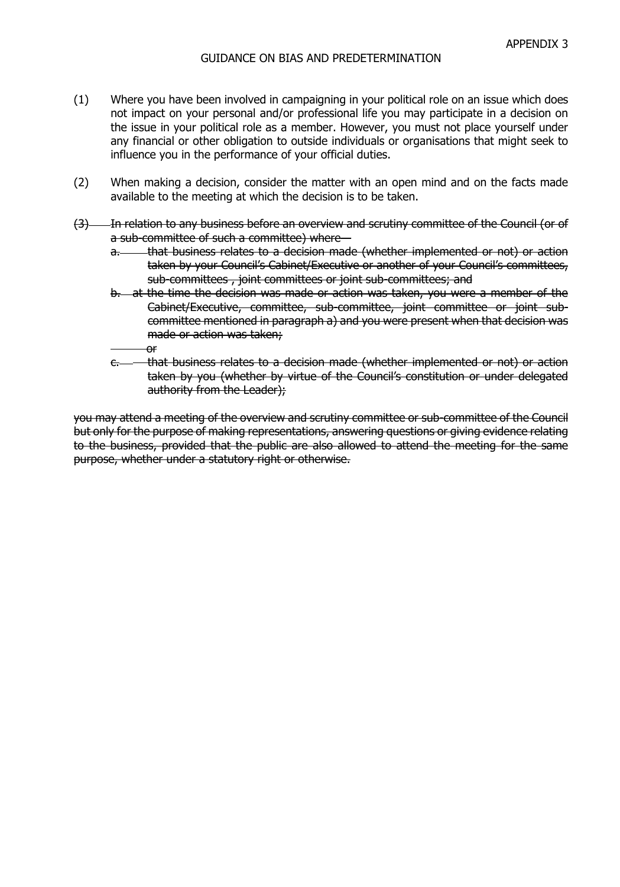APPENDIX 3

# GUIDANCE ON BIAS AND PREDETERMINATION

(1) Where you have been involved in campaigning in your political role on an issue which does not impact on your personal and/or professional life you may participate in a decision on the issue in your political role as a member. However, you must not place yourself under any financial or other obligation to outside individuals or organisations that might seek to influence you in the performance of your official duties.

(2) When making a decision, consider the matter with an open mind and on the facts made available to the meeting at which the decision is to be taken.

~~(3) In relation to any business before an overview and scrutiny committee of the Council (or of a sub-committee of such a committee) where—~~

~~a. that business relates to a decision made (whether implemented or not) or action taken by your Council's Cabinet/Executive or another of your Council's committees, sub-committees , joint committees or joint sub-committees; and~~

~~b. at the time the decision was made or action was taken, you were a member of the Cabinet/Executive, committee, sub-committee, joint committee or joint sub-committee mentioned in paragraph a) and you were present when that decision was made or action was taken;~~

~~or~~

~~c. that business relates to a decision made (whether implemented or not) or action taken by you (whether by virtue of the Council's constitution or under delegated authority from the Leader);~~

~~you may attend a meeting of the overview and scrutiny committee or sub-committee of the Council but only for the purpose of making representations, answering questions or giving evidence relating to the business, provided that the public are also allowed to attend the meeting for the same purpose, whether under a statutory right or otherwise.~~